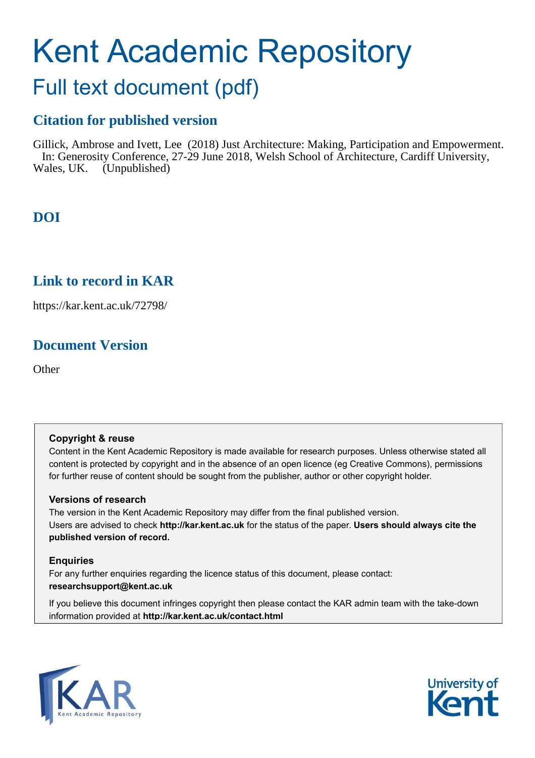# Kent Academic Repository

## Full text document (pdf)

### Citation for published version

Gillick, Ambrose and Ivett, Lee (2018) Just Architecture: Making, Participation and Empowerment. In: Generosity Conference, 27-29 June 2018, Welsh School of Architecture, Cardiff University, Wales, UK. (Unpublished)

### DOI

### Link to record in KAR

https://kar.kent.ac.uk/72798/

### Document Version

Other

**Copyright & reuse**

Content in the Kent Academic Repository is made available for research purposes. Unless otherwise stated all content is protected by copyright and in the absence of an open licence (eg Creative Commons), permissions for further reuse of content should be sought from the publisher, author or other copyright holder.

**Versions of research**

The version in the Kent Academic Repository may differ from the final published version. Users are advised to check **http://kar.kent.ac.uk** for the status of the paper. **Users should always cite the published version of record.**

**Enquiries**

For any further enquiries regarding the licence status of this document, please contact: **researchsupport@kent.ac.uk**

If you believe this document infringes copyright then please contact the KAR admin team with the take-down information provided at **http://kar.kent.ac.uk/contact.html**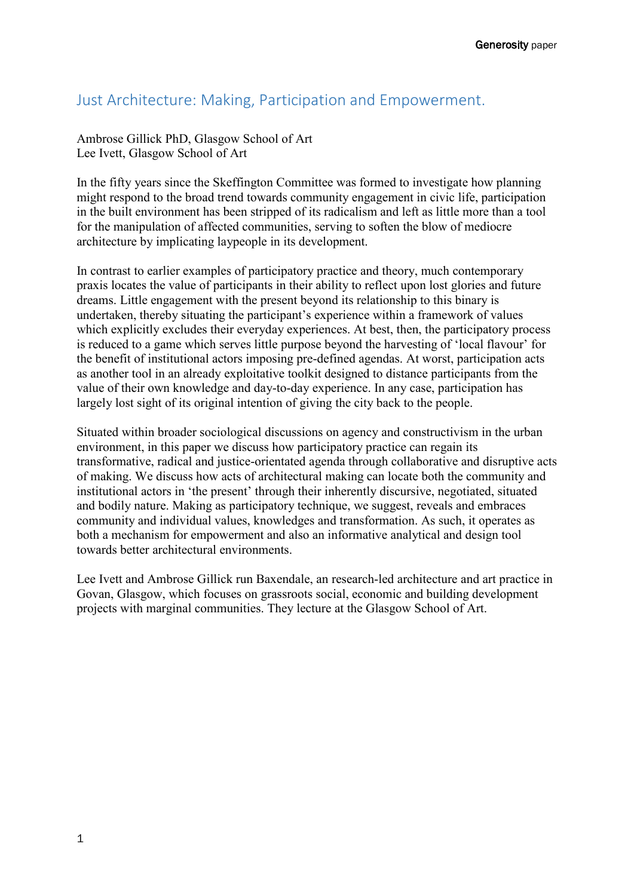# Just Architecture: Making, Participation and Empowerment.

Ambrose Gillick PhD, Glasgow School of Art
Lee Ivett, Glasgow School of Art

In the fifty years since the Skeffington Committee was formed to investigate how planning might respond to the broad trend towards community engagement in civic life, participation in the built environment has been stripped of its radicalism and left as little more than a tool for the manipulation of affected communities, serving to soften the blow of mediocre architecture by implicating laypeople in its development.

In contrast to earlier examples of participatory practice and theory, much contemporary praxis locates the value of participants in their ability to reflect upon lost glories and future dreams. Little engagement with the present beyond its relationship to this binary is undertaken, thereby situating the participant's experience within a framework of values which explicitly excludes their everyday experiences. At best, then, the participatory process is reduced to a game which serves little purpose beyond the harvesting of 'local flavour' for the benefit of institutional actors imposing pre-defined agendas. At worst, participation acts as another tool in an already exploitative toolkit designed to distance participants from the value of their own knowledge and day-to-day experience. In any case, participation has largely lost sight of its original intention of giving the city back to the people.

Situated within broader sociological discussions on agency and constructivism in the urban environment, in this paper we discuss how participatory practice can regain its transformative, radical and justice-orientated agenda through collaborative and disruptive acts of making. We discuss how acts of architectural making can locate both the community and institutional actors in 'the present' through their inherently discursive, negotiated, situated and bodily nature. Making as participatory technique, we suggest, reveals and embraces community and individual values, knowledges and transformation. As such, it operates as both a mechanism for empowerment and also an informative analytical and design tool towards better architectural environments.

Lee Ivett and Ambrose Gillick run Baxendale, an research-led architecture and art practice in Govan, Glasgow, which focuses on grassroots social, economic and building development projects with marginal communities. They lecture at the Glasgow School of Art.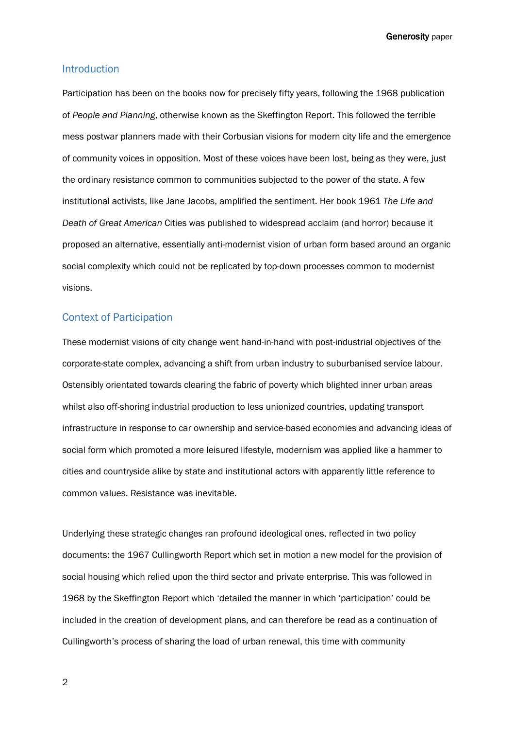## Introduction

Participation has been on the books now for precisely fifty years, following the 1968 publication of *People and Planning*, otherwise known as the Skeffington Report. This followed the terrible mess postwar planners made with their Corbusian visions for modern city life and the emergence of community voices in opposition. Most of these voices have been lost, being as they were, just the ordinary resistance common to communities subjected to the power of the state. A few institutional activists, like Jane Jacobs, amplified the sentiment. Her book 1961 *The Life and Death of Great American* Cities was published to widespread acclaim (and horror) because it proposed an alternative, essentially anti-modernist vision of urban form based around an organic social complexity which could not be replicated by top-down processes common to modernist visions.

## Context of Participation

These modernist visions of city change went hand-in-hand with post-industrial objectives of the corporate-state complex, advancing a shift from urban industry to suburbanised service labour. Ostensibly orientated towards clearing the fabric of poverty which blighted inner urban areas whilst also off-shoring industrial production to less unionized countries, updating transport infrastructure in response to car ownership and service-based economies and advancing ideas of social form which promoted a more leisured lifestyle, modernism was applied like a hammer to cities and countryside alike by state and institutional actors with apparently little reference to common values. Resistance was inevitable.

Underlying these strategic changes ran profound ideological ones, reflected in two policy documents: the 1967 Cullingworth Report which set in motion a new model for the provision of social housing which relied upon the third sector and private enterprise. This was followed in 1968 by the Skeffington Report which 'detailed the manner in which 'participation' could be included in the creation of development plans, and can therefore be read as a continuation of Cullingworth's process of sharing the load of urban renewal, this time with community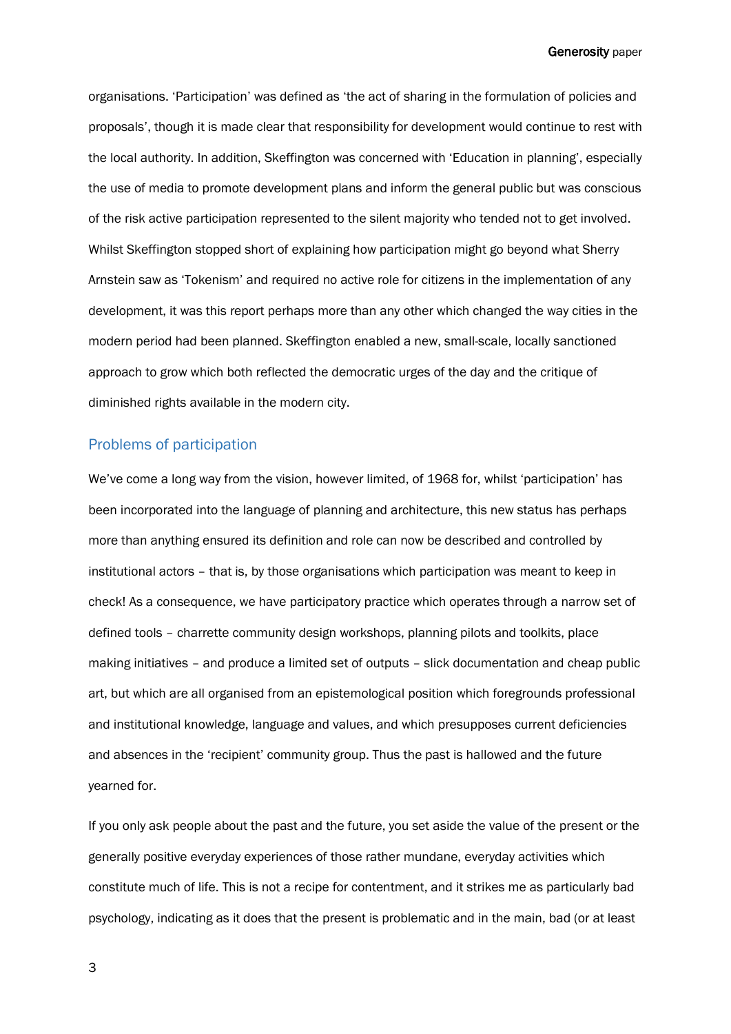organisations. 'Participation' was defined as 'the act of sharing in the formulation of policies and proposals', though it is made clear that responsibility for development would continue to rest with the local authority. In addition, Skeffington was concerned with 'Education in planning', especially the use of media to promote development plans and inform the general public but was conscious of the risk active participation represented to the silent majority who tended not to get involved. Whilst Skeffington stopped short of explaining how participation might go beyond what Sherry Arnstein saw as 'Tokenism' and required no active role for citizens in the implementation of any development, it was this report perhaps more than any other which changed the way cities in the modern period had been planned. Skeffington enabled a new, small-scale, locally sanctioned approach to grow which both reflected the democratic urges of the day and the critique of diminished rights available in the modern city.

## Problems of participation

We've come a long way from the vision, however limited, of 1968 for, whilst 'participation' has been incorporated into the language of planning and architecture, this new status has perhaps more than anything ensured its definition and role can now be described and controlled by institutional actors – that is, by those organisations which participation was meant to keep in check! As a consequence, we have participatory practice which operates through a narrow set of defined tools – charrette community design workshops, planning pilots and toolkits, place making initiatives – and produce a limited set of outputs – slick documentation and cheap public art, but which are all organised from an epistemological position which foregrounds professional and institutional knowledge, language and values, and which presupposes current deficiencies and absences in the 'recipient' community group. Thus the past is hallowed and the future yearned for.

If you only ask people about the past and the future, you set aside the value of the present or the generally positive everyday experiences of those rather mundane, everyday activities which constitute much of life. This is not a recipe for contentment, and it strikes me as particularly bad psychology, indicating as it does that the present is problematic and in the main, bad (or at least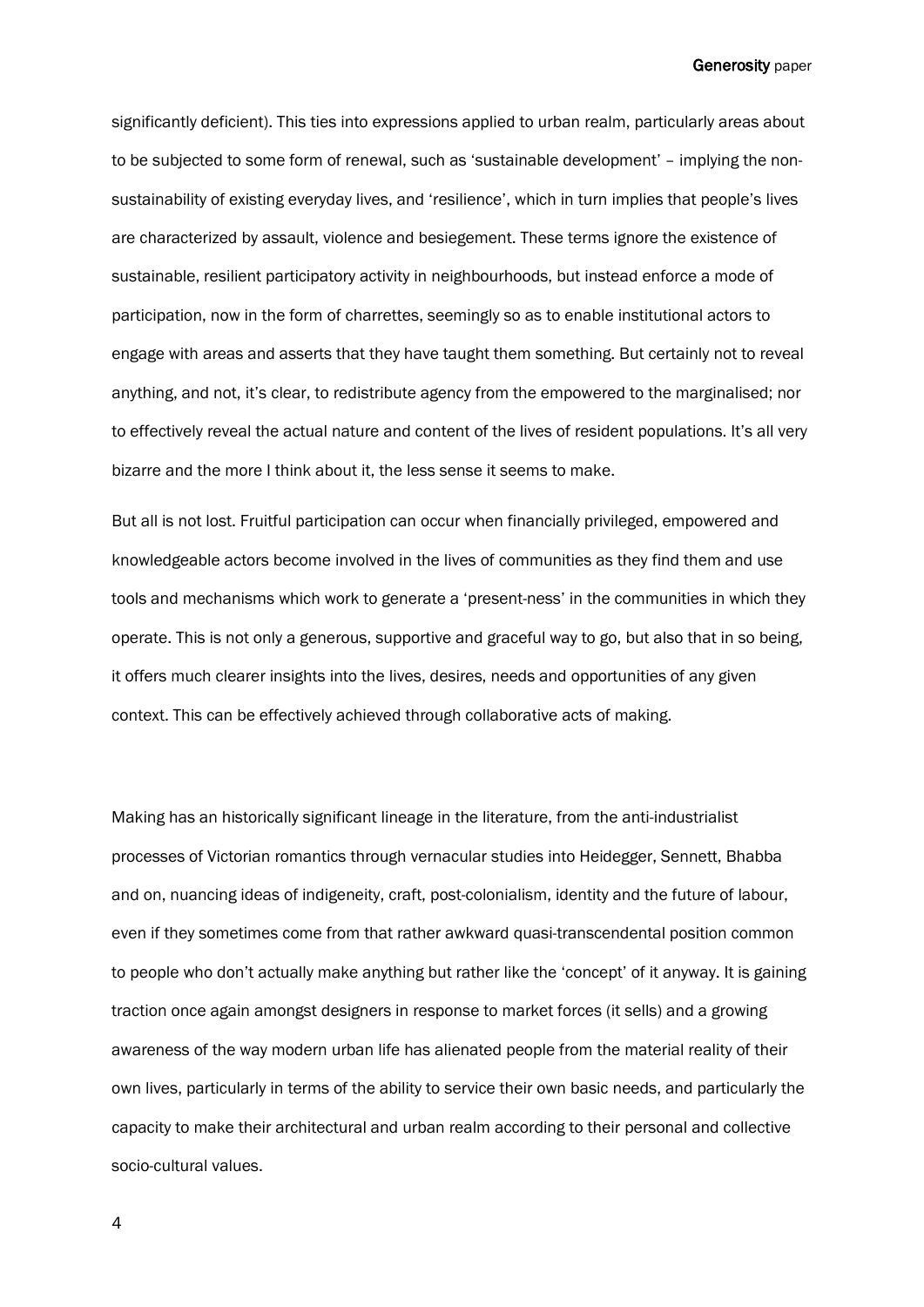significantly deficient). This ties into expressions applied to urban realm, particularly areas about to be subjected to some form of renewal, such as 'sustainable development' – implying the non-sustainability of existing everyday lives, and 'resilience', which in turn implies that people's lives are characterized by assault, violence and besiegement. These terms ignore the existence of sustainable, resilient participatory activity in neighbourhoods, but instead enforce a mode of participation, now in the form of charrettes, seemingly so as to enable institutional actors to engage with areas and asserts that they have taught them something. But certainly not to reveal anything, and not, it's clear, to redistribute agency from the empowered to the marginalised; nor to effectively reveal the actual nature and content of the lives of resident populations. It's all very bizarre and the more I think about it, the less sense it seems to make.

But all is not lost. Fruitful participation can occur when financially privileged, empowered and knowledgeable actors become involved in the lives of communities as they find them and use tools and mechanisms which work to generate a 'present-ness' in the communities in which they operate. This is not only a generous, supportive and graceful way to go, but also that in so being, it offers much clearer insights into the lives, desires, needs and opportunities of any given context. This can be effectively achieved through collaborative acts of making.

Making has an historically significant lineage in the literature, from the anti-industrialist processes of Victorian romantics through vernacular studies into Heidegger, Sennett, Bhabba and on, nuancing ideas of indigeneity, craft, post-colonialism, identity and the future of labour, even if they sometimes come from that rather awkward quasi-transcendental position common to people who don't actually make anything but rather like the 'concept' of it anyway. It is gaining traction once again amongst designers in response to market forces (it sells) and a growing awareness of the way modern urban life has alienated people from the material reality of their own lives, particularly in terms of the ability to service their own basic needs, and particularly the capacity to make their architectural and urban realm according to their personal and collective socio-cultural values.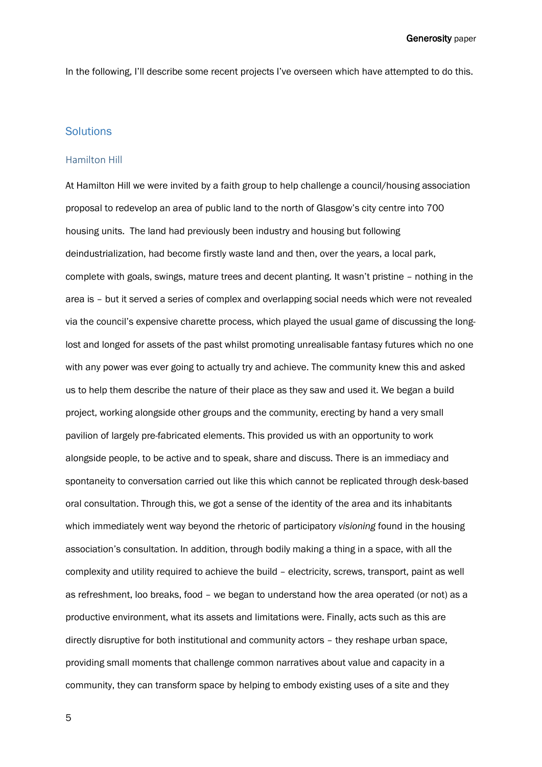In the following, I'll describe some recent projects I've overseen which have attempted to do this.

## Solutions

### Hamilton Hill

At Hamilton Hill we were invited by a faith group to help challenge a council/housing association proposal to redevelop an area of public land to the north of Glasgow's city centre into 700 housing units. The land had previously been industry and housing but following deindustrialization, had become firstly waste land and then, over the years, a local park, complete with goals, swings, mature trees and decent planting. It wasn't pristine – nothing in the area is – but it served a series of complex and overlapping social needs which were not revealed via the council's expensive charette process, which played the usual game of discussing the long-lost and longed for assets of the past whilst promoting unrealisable fantasy futures which no one with any power was ever going to actually try and achieve. The community knew this and asked us to help them describe the nature of their place as they saw and used it. We began a build project, working alongside other groups and the community, erecting by hand a very small pavilion of largely pre-fabricated elements. This provided us with an opportunity to work alongside people, to be active and to speak, share and discuss. There is an immediacy and spontaneity to conversation carried out like this which cannot be replicated through desk-based oral consultation. Through this, we got a sense of the identity of the area and its inhabitants which immediately went way beyond the rhetoric of participatory *visioning* found in the housing association's consultation. In addition, through bodily making a thing in a space, with all the complexity and utility required to achieve the build – electricity, screws, transport, paint as well as refreshment, loo breaks, food – we began to understand how the area operated (or not) as a productive environment, what its assets and limitations were. Finally, acts such as this are directly disruptive for both institutional and community actors – they reshape urban space, providing small moments that challenge common narratives about value and capacity in a community, they can transform space by helping to embody existing uses of a site and they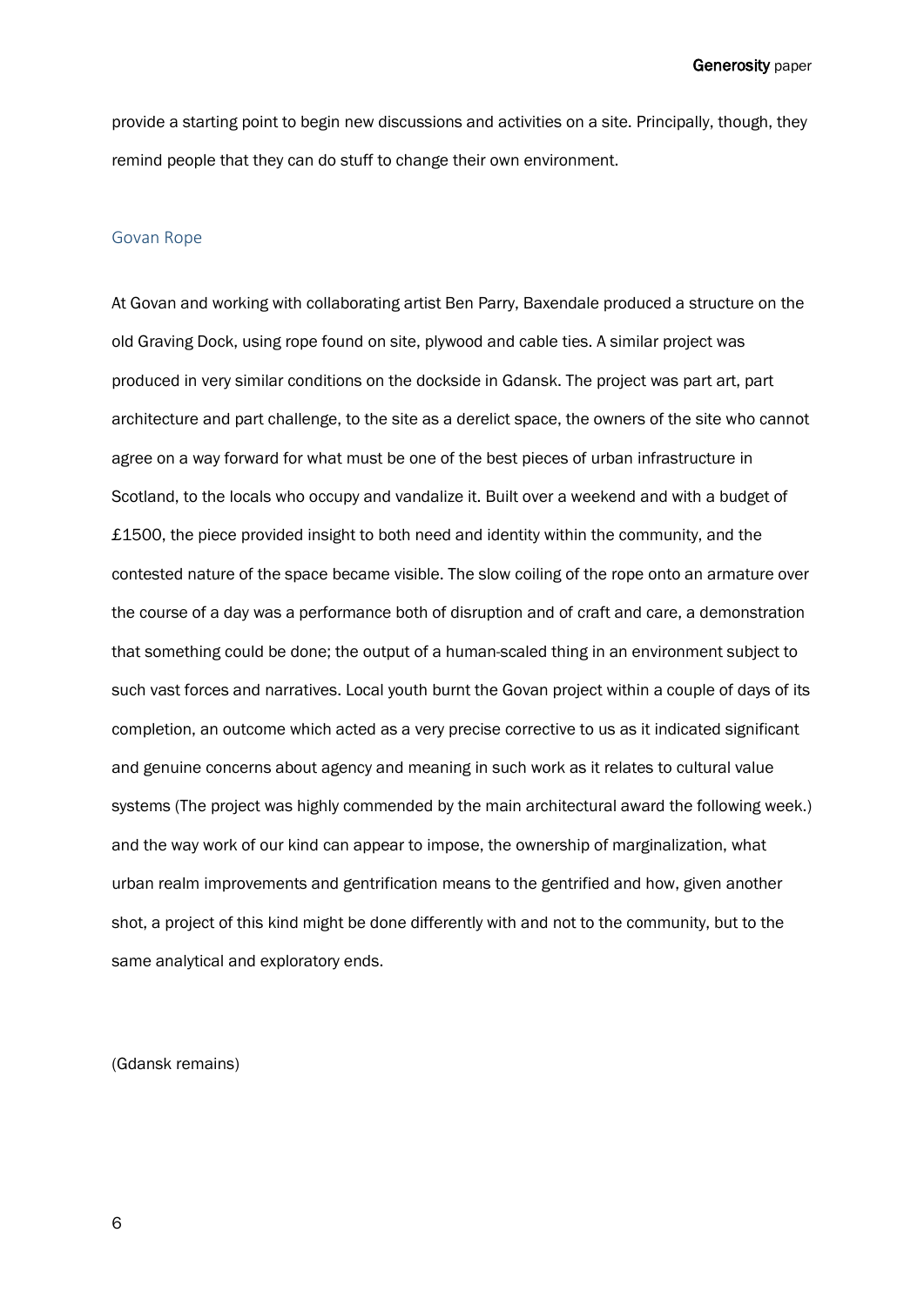provide a starting point to begin new discussions and activities on a site. Principally, though, they remind people that they can do stuff to change their own environment.

### Govan Rope

At Govan and working with collaborating artist Ben Parry, Baxendale produced a structure on the old Graving Dock, using rope found on site, plywood and cable ties. A similar project was produced in very similar conditions on the dockside in Gdansk. The project was part art, part architecture and part challenge, to the site as a derelict space, the owners of the site who cannot agree on a way forward for what must be one of the best pieces of urban infrastructure in Scotland, to the locals who occupy and vandalize it. Built over a weekend and with a budget of £1500, the piece provided insight to both need and identity within the community, and the contested nature of the space became visible. The slow coiling of the rope onto an armature over the course of a day was a performance both of disruption and of craft and care, a demonstration that something could be done; the output of a human-scaled thing in an environment subject to such vast forces and narratives. Local youth burnt the Govan project within a couple of days of its completion, an outcome which acted as a very precise corrective to us as it indicated significant and genuine concerns about agency and meaning in such work as it relates to cultural value systems (The project was highly commended by the main architectural award the following week.) and the way work of our kind can appear to impose, the ownership of marginalization, what urban realm improvements and gentrification means to the gentrified and how, given another shot, a project of this kind might be done differently with and not to the community, but to the same analytical and exploratory ends.

(Gdansk remains)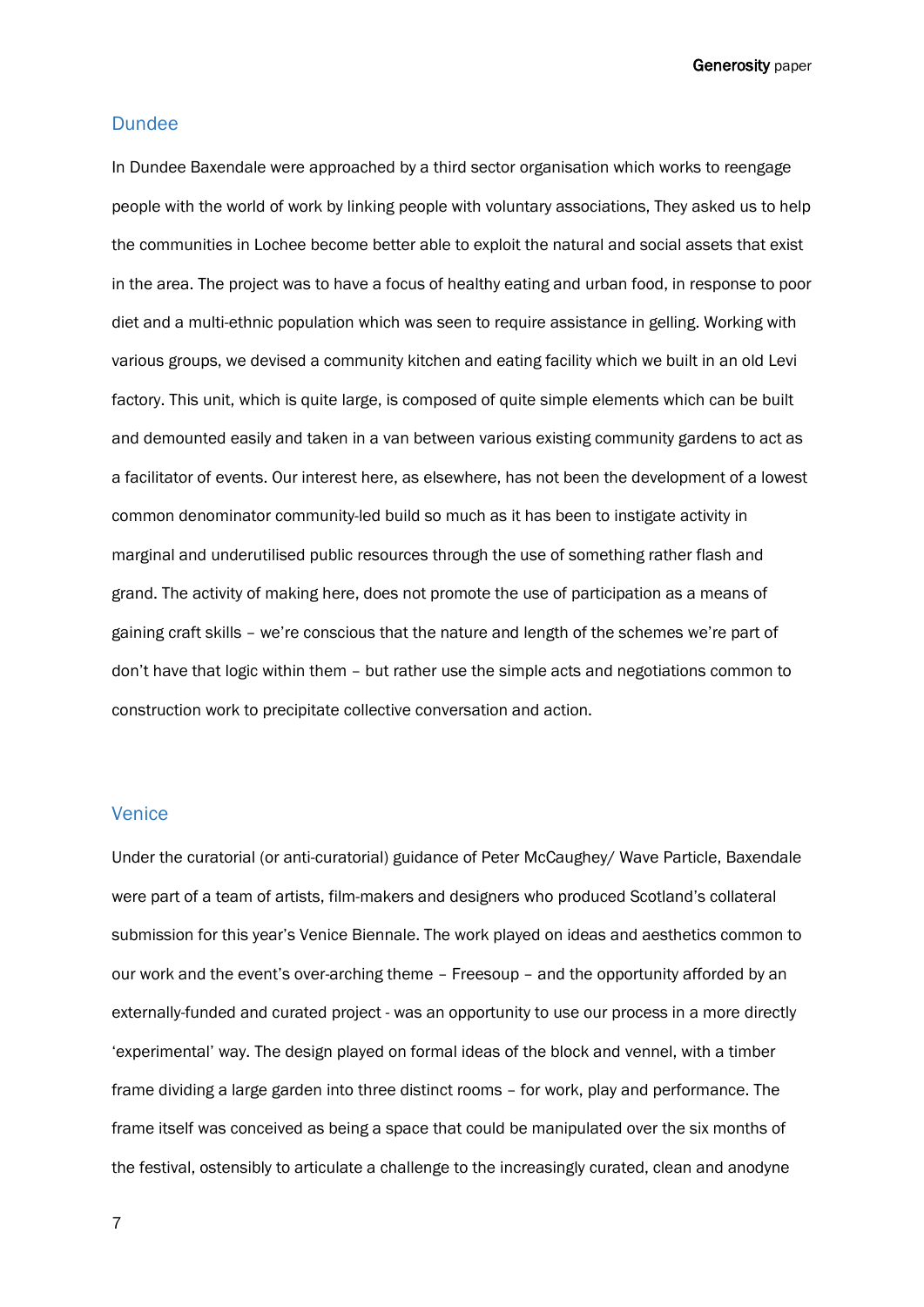## Dundee

In Dundee Baxendale were approached by a third sector organisation which works to reengage people with the world of work by linking people with voluntary associations, They asked us to help the communities in Lochee become better able to exploit the natural and social assets that exist in the area. The project was to have a focus of healthy eating and urban food, in response to poor diet and a multi-ethnic population which was seen to require assistance in gelling. Working with various groups, we devised a community kitchen and eating facility which we built in an old Levi factory. This unit, which is quite large, is composed of quite simple elements which can be built and demounted easily and taken in a van between various existing community gardens to act as a facilitator of events. Our interest here, as elsewhere, has not been the development of a lowest common denominator community-led build so much as it has been to instigate activity in marginal and underutilised public resources through the use of something rather flash and grand. The activity of making here, does not promote the use of participation as a means of gaining craft skills – we're conscious that the nature and length of the schemes we're part of don't have that logic within them – but rather use the simple acts and negotiations common to construction work to precipitate collective conversation and action.

## Venice

Under the curatorial (or anti-curatorial) guidance of Peter McCaughey/ Wave Particle, Baxendale were part of a team of artists, film-makers and designers who produced Scotland's collateral submission for this year's Venice Biennale. The work played on ideas and aesthetics common to our work and the event's over-arching theme – Freesoup – and the opportunity afforded by an externally-funded and curated project - was an opportunity to use our process in a more directly 'experimental' way. The design played on formal ideas of the block and vennel, with a timber frame dividing a large garden into three distinct rooms – for work, play and performance. The frame itself was conceived as being a space that could be manipulated over the six months of the festival, ostensibly to articulate a challenge to the increasingly curated, clean and anodyne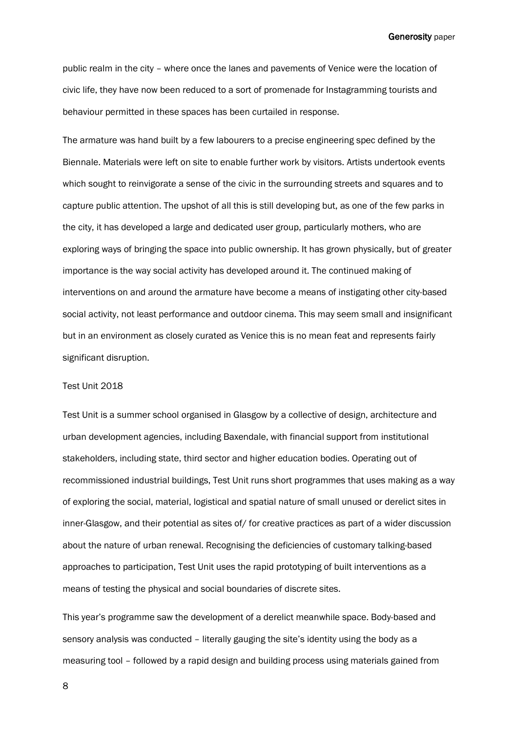public realm in the city – where once the lanes and pavements of Venice were the location of civic life, they have now been reduced to a sort of promenade for Instagramming tourists and behaviour permitted in these spaces has been curtailed in response.

The armature was hand built by a few labourers to a precise engineering spec defined by the Biennale. Materials were left on site to enable further work by visitors. Artists undertook events which sought to reinvigorate a sense of the civic in the surrounding streets and squares and to capture public attention. The upshot of all this is still developing but, as one of the few parks in the city, it has developed a large and dedicated user group, particularly mothers, who are exploring ways of bringing the space into public ownership. It has grown physically, but of greater importance is the way social activity has developed around it. The continued making of interventions on and around the armature have become a means of instigating other city-based social activity, not least performance and outdoor cinema. This may seem small and insignificant but in an environment as closely curated as Venice this is no mean feat and represents fairly significant disruption.

Test Unit 2018

Test Unit is a summer school organised in Glasgow by a collective of design, architecture and urban development agencies, including Baxendale, with financial support from institutional stakeholders, including state, third sector and higher education bodies. Operating out of recommissioned industrial buildings, Test Unit runs short programmes that uses making as a way of exploring the social, material, logistical and spatial nature of small unused or derelict sites in inner-Glasgow, and their potential as sites of/ for creative practices as part of a wider discussion about the nature of urban renewal. Recognising the deficiencies of customary talking-based approaches to participation, Test Unit uses the rapid prototyping of built interventions as a means of testing the physical and social boundaries of discrete sites.

This year's programme saw the development of a derelict meanwhile space. Body-based and sensory analysis was conducted – literally gauging the site's identity using the body as a measuring tool – followed by a rapid design and building process using materials gained from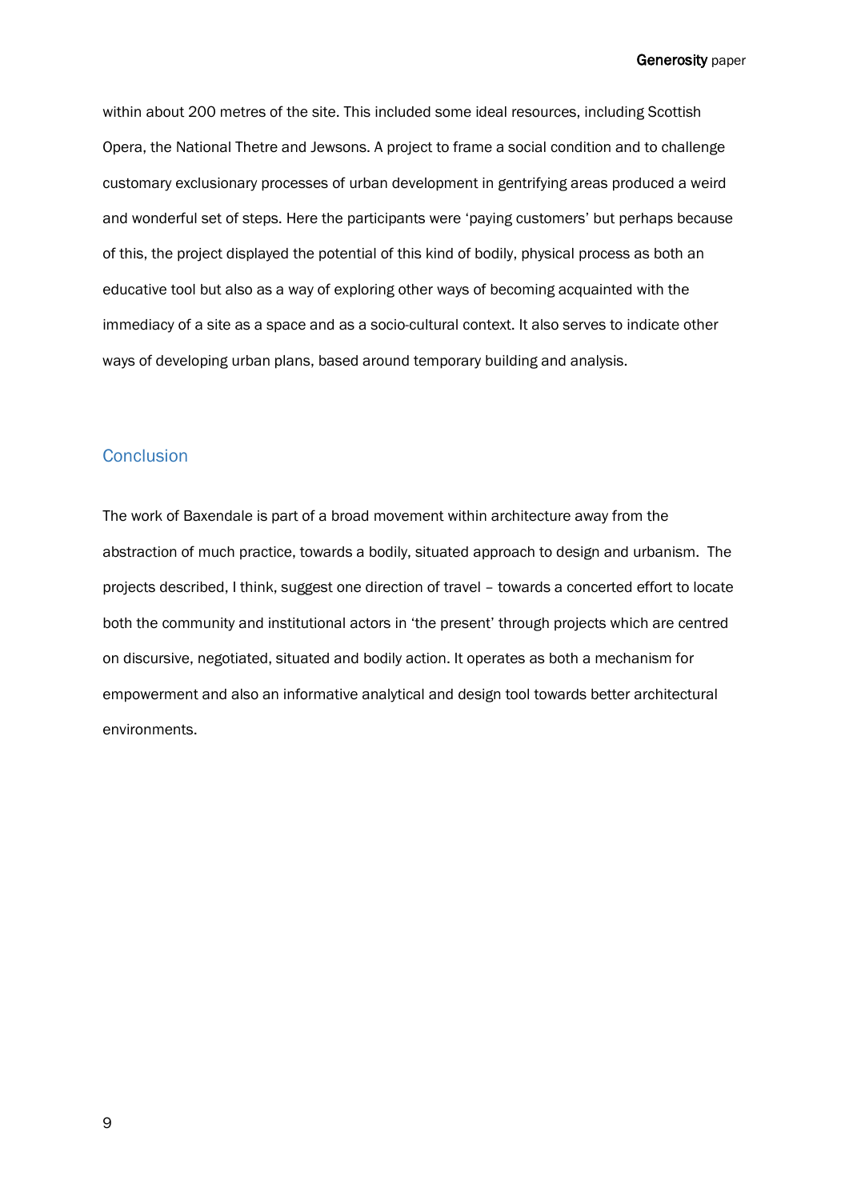within about 200 metres of the site. This included some ideal resources, including Scottish Opera, the National Thetre and Jewsons. A project to frame a social condition and to challenge customary exclusionary processes of urban development in gentrifying areas produced a weird and wonderful set of steps. Here the participants were 'paying customers' but perhaps because of this, the project displayed the potential of this kind of bodily, physical process as both an educative tool but also as a way of exploring other ways of becoming acquainted with the immediacy of a site as a space and as a socio-cultural context. It also serves to indicate other ways of developing urban plans, based around temporary building and analysis.

## Conclusion

The work of Baxendale is part of a broad movement within architecture away from the abstraction of much practice, towards a bodily, situated approach to design and urbanism. The projects described, I think, suggest one direction of travel – towards a concerted effort to locate both the community and institutional actors in 'the present' through projects which are centred on discursive, negotiated, situated and bodily action. It operates as both a mechanism for empowerment and also an informative analytical and design tool towards better architectural environments.